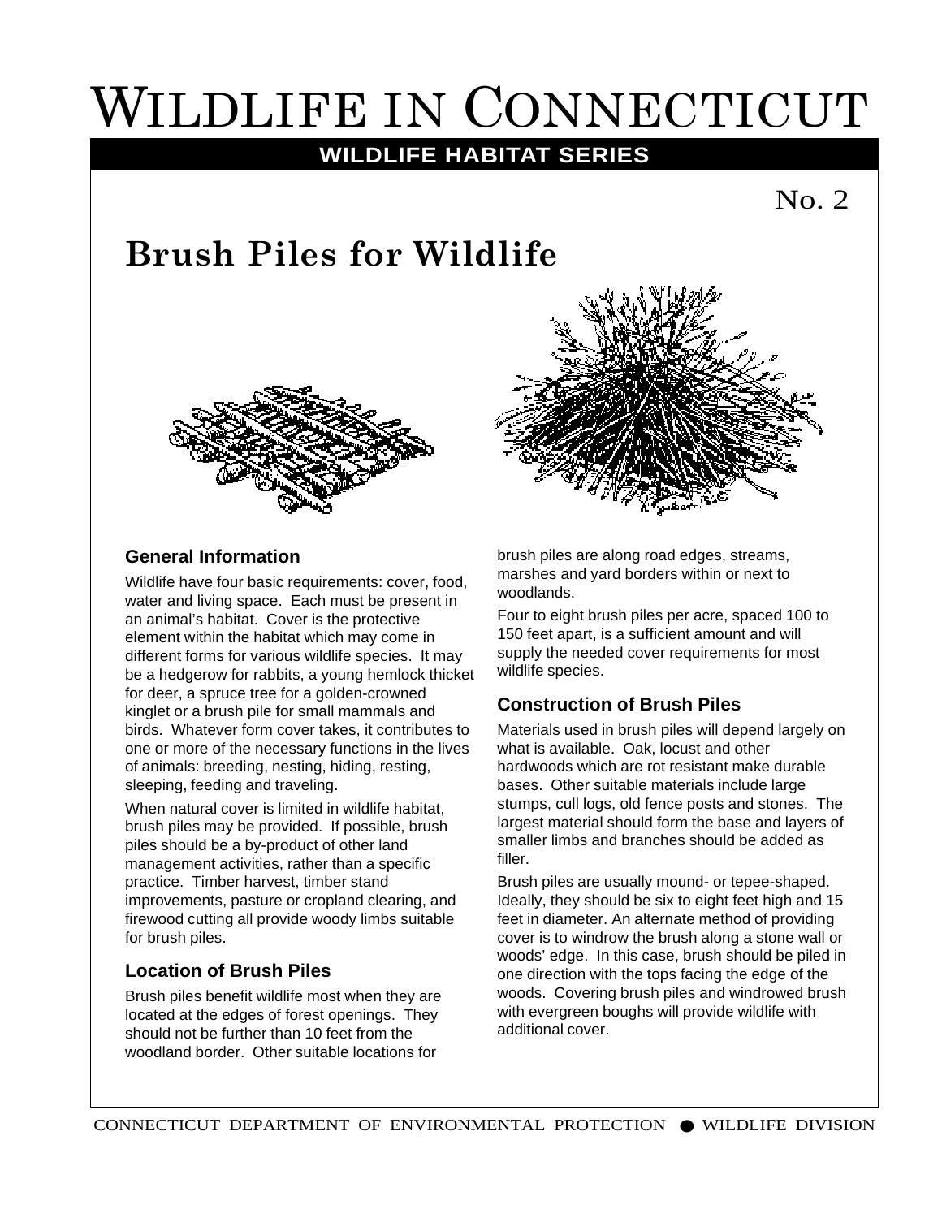# Wildlife in Connecticut

**WILDLIFE HABITAT SERIES**

No. 2

## Brush Piles for Wildlife

### General Information

Wildlife have four basic requirements: cover, food, water and living space. Each must be present in an animal's habitat. Cover is the protective element within the habitat which may come in different forms for various wildlife species. It may be a hedgerow for rabbits, a young hemlock thicket for deer, a spruce tree for a golden-crowned kinglet or a brush pile for small mammals and birds. Whatever form cover takes, it contributes to one or more of the necessary functions in the lives of animals: breeding, nesting, hiding, resting, sleeping, feeding and traveling.

When natural cover is limited in wildlife habitat, brush piles may be provided. If possible, brush piles should be a by-product of other land management activities, rather than a specific practice. Timber harvest, timber stand improvements, pasture or cropland clearing, and firewood cutting all provide woody limbs suitable for brush piles.

### Location of Brush Piles

Brush piles benefit wildlife most when they are located at the edges of forest openings. They should not be further than 10 feet from the woodland border. Other suitable locations for brush piles are along road edges, streams, marshes and yard borders within or next to woodlands.

Four to eight brush piles per acre, spaced 100 to 150 feet apart, is a sufficient amount and will supply the needed cover requirements for most wildlife species.

### Construction of Brush Piles

Materials used in brush piles will depend largely on what is available. Oak, locust and other hardwoods which are rot resistant make durable bases. Other suitable materials include large stumps, cull logs, old fence posts and stones. The largest material should form the base and layers of smaller limbs and branches should be added as filler.

Brush piles are usually mound- or tepee-shaped. Ideally, they should be six to eight feet high and 15 feet in diameter. An alternate method of providing cover is to windrow the brush along a stone wall or woods' edge. In this case, brush should be piled in one direction with the tops facing the edge of the woods. Covering brush piles and windrowed brush with evergreen boughs will provide wildlife with additional cover.

CONNECTICUT DEPARTMENT OF ENVIRONMENTAL PROTECTION ● WILDLIFE DIVISION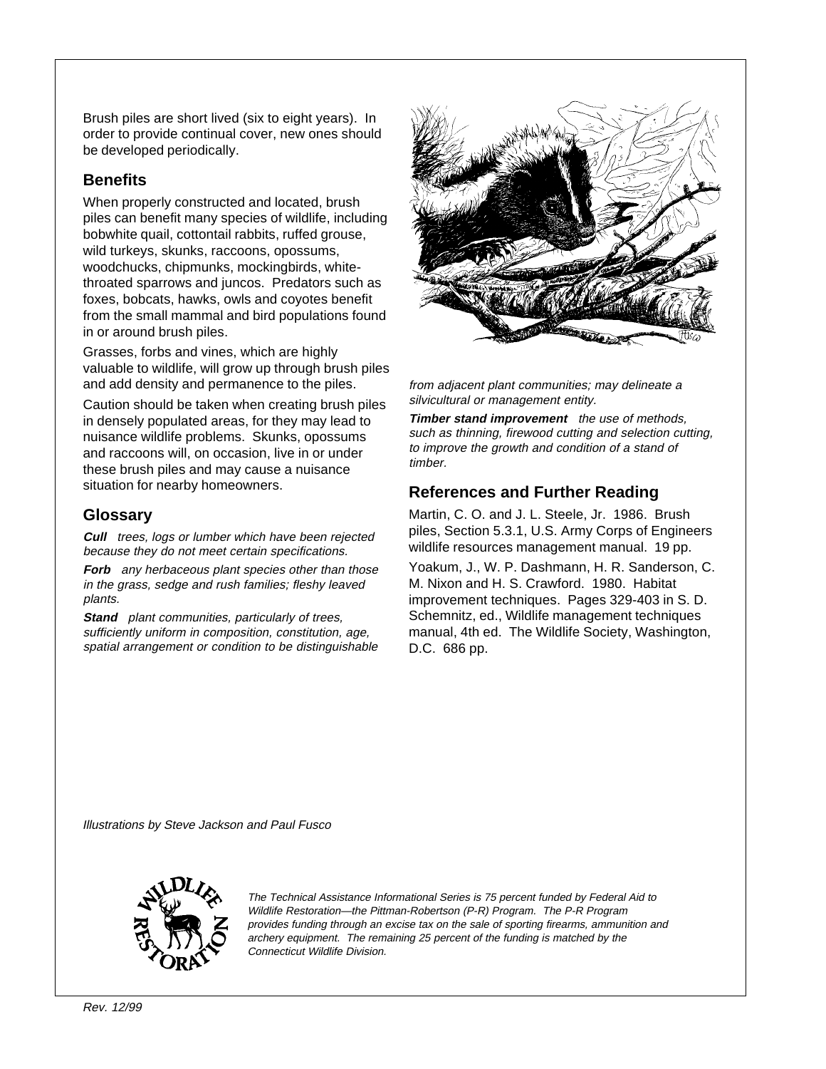Brush piles are short lived (six to eight years). In order to provide continual cover, new ones should be developed periodically.

## Benefits

When properly constructed and located, brush piles can benefit many species of wildlife, including bobwhite quail, cottontail rabbits, ruffed grouse, wild turkeys, skunks, raccoons, opossums, woodchucks, chipmunks, mockingbirds, white-throated sparrows and juncos. Predators such as foxes, bobcats, hawks, owls and coyotes benefit from the small mammal and bird populations found in or around brush piles.

Grasses, forbs and vines, which are highly valuable to wildlife, will grow up through brush piles and add density and permanence to the piles.

Caution should be taken when creating brush piles in densely populated areas, for they may lead to nuisance wildlife problems. Skunks, opossums and raccoons will, on occasion, live in or under these brush piles and may cause a nuisance situation for nearby homeowners.

## Glossary

***Cull*** *trees, logs or lumber which have been rejected because they do not meet certain specifications.*

***Forb*** *any herbaceous plant species other than those in the grass, sedge and rush families; fleshy leaved plants.*

***Stand*** *plant communities, particularly of trees, sufficiently uniform in composition, constitution, age, spatial arrangement or condition to be distinguishable from adjacent plant communities; may delineate a silvicultural or management entity.*

***Timber stand improvement*** *the use of methods, such as thinning, firewood cutting and selection cutting, to improve the growth and condition of a stand of timber.*

## References and Further Reading

Martin, C. O. and J. L. Steele, Jr. 1986. Brush piles, Section 5.3.1, U.S. Army Corps of Engineers wildlife resources management manual. 19 pp.

Yoakum, J., W. P. Dashmann, H. R. Sanderson, C. M. Nixon and H. S. Crawford. 1980. Habitat improvement techniques. Pages 329-403 in S. D. Schemnitz, ed., Wildlife management techniques manual, 4th ed. The Wildlife Society, Washington, D.C. 686 pp.

*Illustrations by Steve Jackson and Paul Fusco*

*The Technical Assistance Informational Series is 75 percent funded by Federal Aid to Wildlife Restoration—the Pittman-Robertson (P-R) Program. The P-R Program provides funding through an excise tax on the sale of sporting firearms, ammunition and archery equipment. The remaining 25 percent of the funding is matched by the Connecticut Wildlife Division.*

*Rev. 12/99*